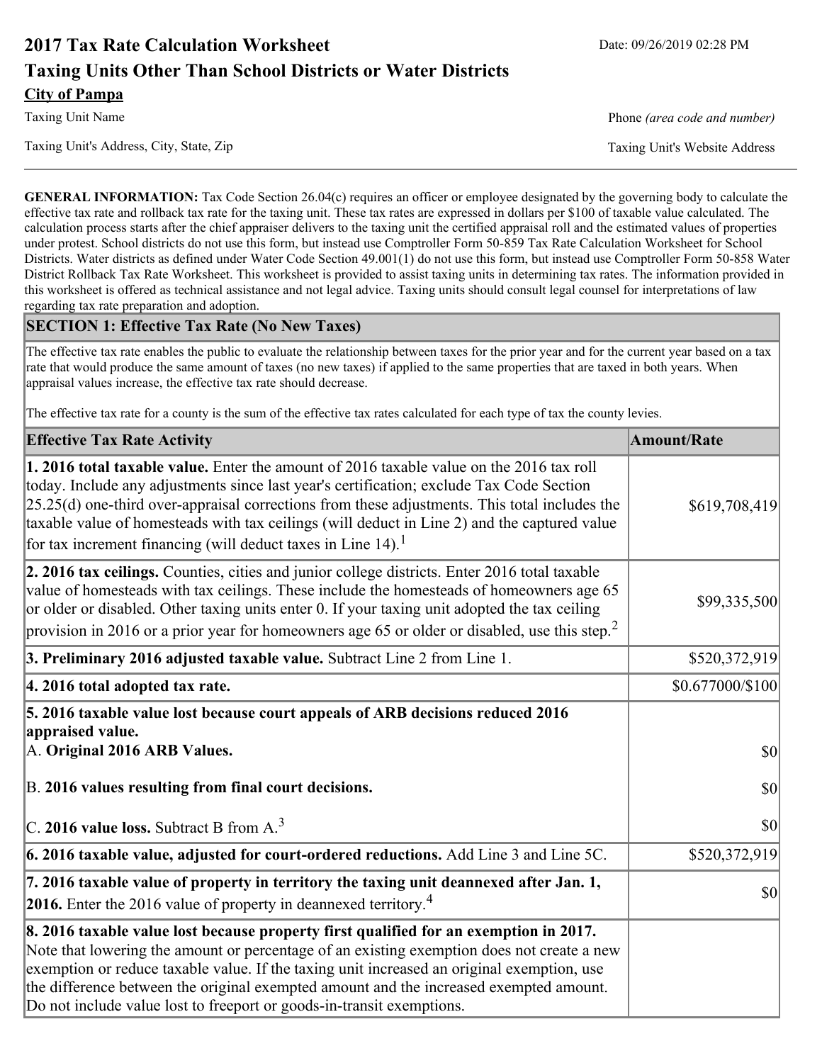# 2017 Tax Rate Calculation Worksheet

Date: 09/26/2019 02:28 PM

## Taxing Units Other Than School Districts or Water Districts

**City of Pampa**

Taxing Unit Name

Phone *(area code and number)*

Taxing Unit's Address, City, State, Zip

Taxing Unit's Website Address

**GENERAL INFORMATION:** Tax Code Section 26.04(c) requires an officer or employee designated by the governing body to calculate the effective tax rate and rollback tax rate for the taxing unit. These tax rates are expressed in dollars per $100 of taxable value calculated. The calculation process starts after the chief appraiser delivers to the taxing unit the certified appraisal roll and the estimated values of properties under protest. School districts do not use this form, but instead use Comptroller Form 50-859 Tax Rate Calculation Worksheet for School Districts. Water districts as defined under Water Code Section 49.001(1) do not use this form, but instead use Comptroller Form 50-858 Water District Rollback Tax Rate Worksheet. This worksheet is provided to assist taxing units in determining tax rates. The information provided in this worksheet is offered as technical assistance and not legal advice. Taxing units should consult legal counsel for interpretations of law regarding tax rate preparation and adoption.

### SECTION 1: Effective Tax Rate (No New Taxes)

The effective tax rate enables the public to evaluate the relationship between taxes for the prior year and for the current year based on a tax rate that would produce the same amount of taxes (no new taxes) if applied to the same properties that are taxed in both years. When appraisal values increase, the effective tax rate should decrease.

The effective tax rate for a county is the sum of the effective tax rates calculated for each type of tax the county levies.

| Effective Tax Rate Activity | Amount/Rate |
|---|---|
| **1. 2016 total taxable value.** Enter the amount of 2016 taxable value on the 2016 tax roll today. Include any adjustments since last year's certification; exclude Tax Code Section 25.25(d) one-third over-appraisal corrections from these adjustments. This total includes the taxable value of homesteads with tax ceilings (will deduct in Line 2) and the captured value for tax increment financing (will deduct taxes in Line 14).[1] | $619,708,419 |
| **2. 2016 tax ceilings.** Counties, cities and junior college districts. Enter 2016 total taxable value of homesteads with tax ceilings. These include the homesteads of homeowners age 65 or older or disabled. Other taxing units enter 0. If your taxing unit adopted the tax ceiling provision in 2016 or a prior year for homeowners age 65 or older or disabled, use this step.[2] | $99,335,500 |
| **3. Preliminary 2016 adjusted taxable value.** Subtract Line 2 from Line 1. | $520,372,919 |
| **4. 2016 total adopted tax rate.** | $0.677000/$100 |
| **5. 2016 taxable value lost because court appeals of ARB decisions reduced 2016 appraised value.** | |
| A. **Original 2016 ARB Values.** | $0 |
| B. **2016 values resulting from final court decisions.** | $0 |
| C. **2016 value loss.** Subtract B from A.[3] | $0 |
| **6. 2016 taxable value, adjusted for court-ordered reductions.** Add Line 3 and Line 5C. | $520,372,919 |
| **7. 2016 taxable value of property in territory the taxing unit deannexed after Jan. 1, 2016.** Enter the 2016 value of property in deannexed territory.[4] | $0 |
| **8. 2016 taxable value lost because property first qualified for an exemption in 2017.** Note that lowering the amount or percentage of an existing exemption does not create a new exemption or reduce taxable value. If the taxing unit increased an original exemption, use the difference between the original exempted amount and the increased exempted amount. Do not include value lost to freeport or goods-in-transit exemptions. | |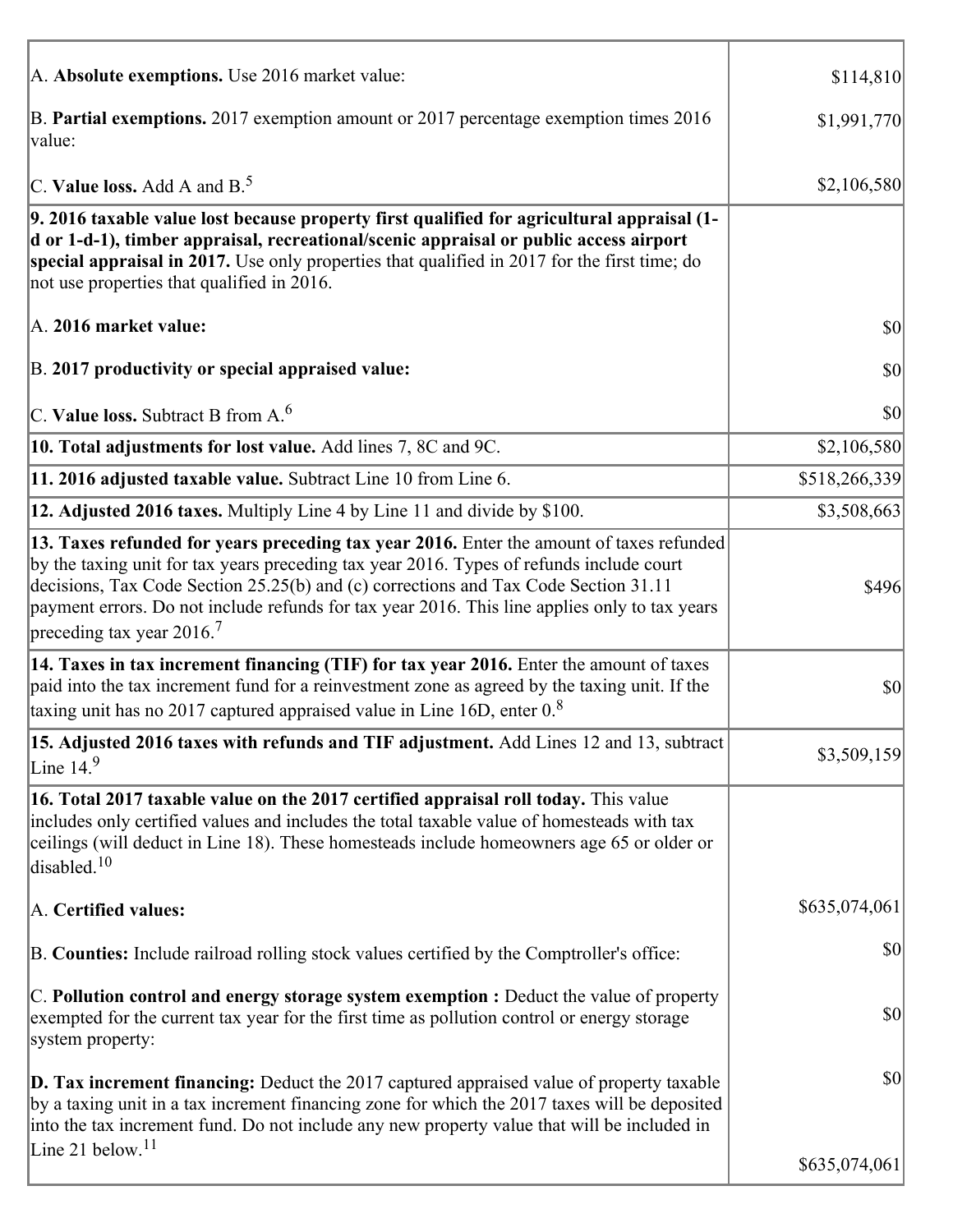| | |
|---|---|
| A. **Absolute exemptions.** Use 2016 market value: | $114,810 |
| B. **Partial exemptions.** 2017 exemption amount or 2017 percentage exemption times 2016 value: | $1,991,770 |
| C. **Value loss.** Add A and B.[5] | $2,106,580 |
| **9. 2016 taxable value lost because property first qualified for agricultural appraisal (1-d or 1-d-1), timber appraisal, recreational/scenic appraisal or public access airport special appraisal in 2017.** Use only properties that qualified in 2017 for the first time; do not use properties that qualified in 2016. | |
| A. **2016 market value:** | $0 |
| B. **2017 productivity or special appraised value:** | $0 |
| C. **Value loss.** Subtract B from A.[6] | $0 |
| **10. Total adjustments for lost value.** Add lines 7, 8C and 9C. | $2,106,580 |
| **11. 2016 adjusted taxable value.** Subtract Line 10 from Line 6. | $518,266,339 |
| **12. Adjusted 2016 taxes.** Multiply Line 4 by Line 11 and divide by $100. | $3,508,663 |
| **13. Taxes refunded for years preceding tax year 2016.** Enter the amount of taxes refunded by the taxing unit for tax years preceding tax year 2016. Types of refunds include court decisions, Tax Code Section 25.25(b) and (c) corrections and Tax Code Section 31.11 payment errors. Do not include refunds for tax year 2016. This line applies only to tax years preceding tax year 2016.[7] | $496 |
| **14. Taxes in tax increment financing (TIF) for tax year 2016.** Enter the amount of taxes paid into the tax increment fund for a reinvestment zone as agreed by the taxing unit. If the taxing unit has no 2017 captured appraised value in Line 16D, enter 0.[8] | $0 |
| **15. Adjusted 2016 taxes with refunds and TIF adjustment.** Add Lines 12 and 13, subtract Line 14.[9] | $3,509,159 |
| **16. Total 2017 taxable value on the 2017 certified appraisal roll today.** This value includes only certified values and includes the total taxable value of homesteads with tax ceilings (will deduct in Line 18). These homesteads include homeowners age 65 or older or disabled.[10] | |
| A. **Certified values:** | $635,074,061 |
| B. **Counties:** Include railroad rolling stock values certified by the Comptroller's office: | $0 |
| C. **Pollution control and energy storage system exemption :** Deduct the value of property exempted for the current tax year for the first time as pollution control or energy storage system property: | $0 |
| **D. Tax increment financing:** Deduct the 2017 captured appraised value of property taxable by a taxing unit in a tax increment financing zone for which the 2017 taxes will be deposited into the tax increment fund. Do not include any new property value that will be included in Line 21 below.[11] | $0<br>$635,074,061 |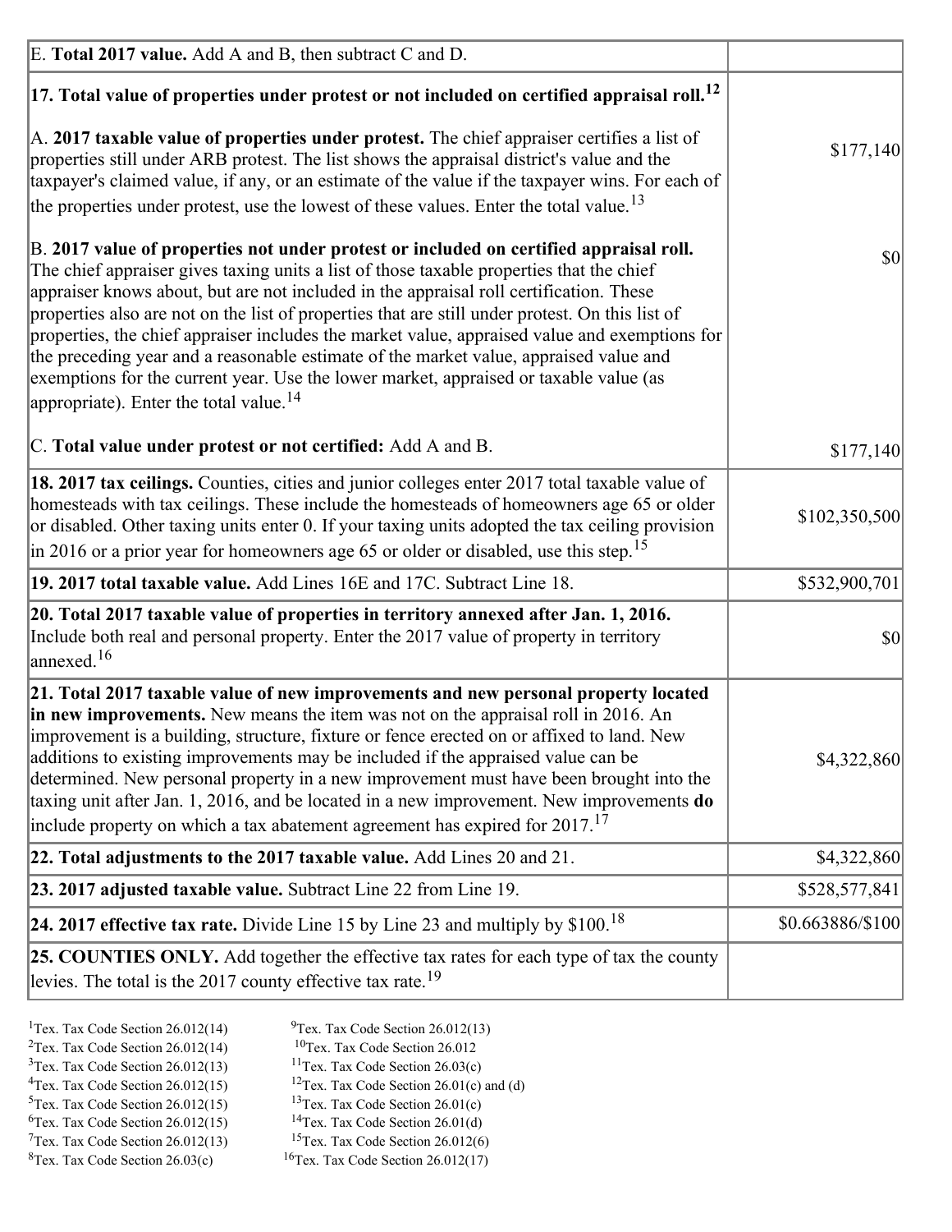| | |
|---|---|
| E. **Total 2017 value.** Add A and B, then subtract C and D. | |
| **17. Total value of properties under protest or not included on certified appraisal roll.**[12] | |
| A. **2017 taxable value of properties under protest.** The chief appraiser certifies a list of properties still under ARB protest. The list shows the appraisal district's value and the taxpayer's claimed value, if any, or an estimate of the value if the taxpayer wins. For each of the properties under protest, use the lowest of these values. Enter the total value.[13] | $177,140 |
| B. **2017 value of properties not under protest or included on certified appraisal roll.** The chief appraiser gives taxing units a list of those taxable properties that the chief appraiser knows about, but are not included in the appraisal roll certification. These properties also are not on the list of properties that are still under protest. On this list of properties, the chief appraiser includes the market value, appraised value and exemptions for the preceding year and a reasonable estimate of the market value, appraised value and exemptions for the current year. Use the lower market, appraised or taxable value (as appropriate). Enter the total value.[14] | $0 |
| C. **Total value under protest or not certified:** Add A and B. | $177,140 |
| **18. 2017 tax ceilings.** Counties, cities and junior colleges enter 2017 total taxable value of homesteads with tax ceilings. These include the homesteads of homeowners age 65 or older or disabled. Other taxing units enter 0. If your taxing units adopted the tax ceiling provision in 2016 or a prior year for homeowners age 65 or older or disabled, use this step.[15] | $102,350,500 |
| **19. 2017 total taxable value.** Add Lines 16E and 17C. Subtract Line 18. | $532,900,701 |
| **20. Total 2017 taxable value of properties in territory annexed after Jan. 1, 2016.** Include both real and personal property. Enter the 2017 value of property in territory annexed.[16] | $0 |
| **21. Total 2017 taxable value of new improvements and new personal property located in new improvements.** New means the item was not on the appraisal roll in 2016. An improvement is a building, structure, fixture or fence erected on or affixed to land. New additions to existing improvements may be included if the appraised value can be determined. New personal property in a new improvement must have been brought into the taxing unit after Jan. 1, 2016, and be located in a new improvement. New improvements **do** include property on which a tax abatement agreement has expired for 2017.[17] | $4,322,860 |
| **22. Total adjustments to the 2017 taxable value.** Add Lines 20 and 21. | $4,322,860 |
| **23. 2017 adjusted taxable value.** Subtract Line 22 from Line 19. | $528,577,841 |
| **24. 2017 effective tax rate.** Divide Line 15 by Line 23 and multiply by $100.[18] | $0.663886/$100 |
| **25. COUNTIES ONLY.** Add together the effective tax rates for each type of tax the county levies. The total is the 2017 county effective tax rate.[19] | |

[1]Tex. Tax Code Section 26.012(14)
[2]Tex. Tax Code Section 26.012(14)
[3]Tex. Tax Code Section 26.012(13)
[4]Tex. Tax Code Section 26.012(15)
[5]Tex. Tax Code Section 26.012(15)
[6]Tex. Tax Code Section 26.012(15)
[7]Tex. Tax Code Section 26.012(13)
[8]Tex. Tax Code Section 26.03(c)
[9]Tex. Tax Code Section 26.012(13)
[10]Tex. Tax Code Section 26.012
[11]Tex. Tax Code Section 26.03(c)
[12]Tex. Tax Code Section 26.01(c) and (d)
[13]Tex. Tax Code Section 26.01(c)
[14]Tex. Tax Code Section 26.01(d)
[15]Tex. Tax Code Section 26.012(6)
[16]Tex. Tax Code Section 26.012(17)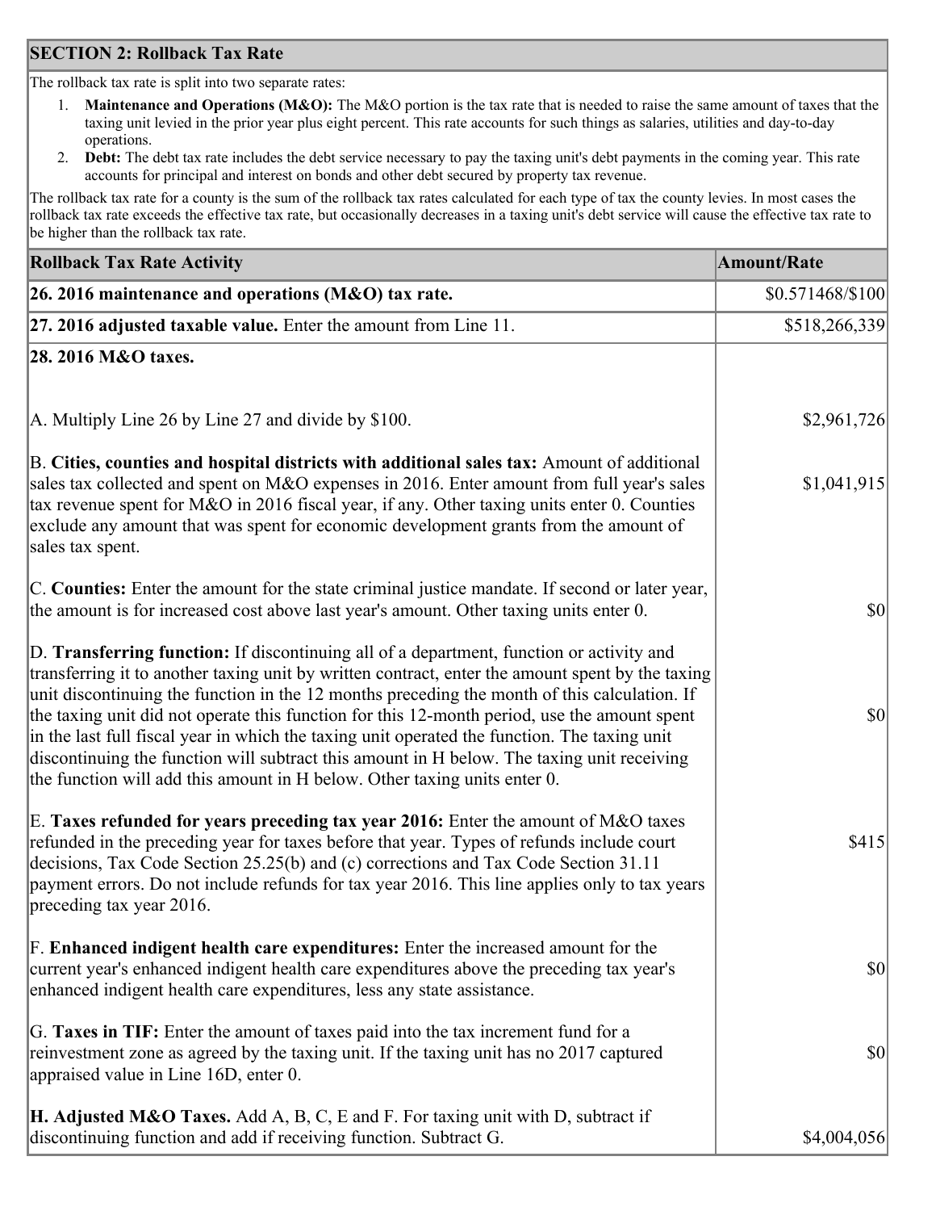## SECTION 2: Rollback Tax Rate

The rollback tax rate is split into two separate rates:

1. **Maintenance and Operations (M&O):** The M&O portion is the tax rate that is needed to raise the same amount of taxes that the taxing unit levied in the prior year plus eight percent. This rate accounts for such things as salaries, utilities and day-to-day operations.
2. **Debt:** The debt tax rate includes the debt service necessary to pay the taxing unit's debt payments in the coming year. This rate accounts for principal and interest on bonds and other debt secured by property tax revenue.

The rollback tax rate for a county is the sum of the rollback tax rates calculated for each type of tax the county levies. In most cases the rollback tax rate exceeds the effective tax rate, but occasionally decreases in a taxing unit's debt service will cause the effective tax rate to be higher than the rollback tax rate.

| Rollback Tax Rate Activity | Amount/Rate |
|---|---|
| **26. 2016 maintenance and operations (M&O) tax rate.** | $0.571468/$100 |
| **27. 2016 adjusted taxable value.** Enter the amount from Line 11. | $518,266,339 |
| **28. 2016 M&O taxes.** | |
| A. Multiply Line 26 by Line 27 and divide by $100. | $2,961,726 |
| B. **Cities, counties and hospital districts with additional sales tax:** Amount of additional sales tax collected and spent on M&O expenses in 2016. Enter amount from full year's sales tax revenue spent for M&O in 2016 fiscal year, if any. Other taxing units enter 0. Counties exclude any amount that was spent for economic development grants from the amount of sales tax spent. | $1,041,915 |
| C. **Counties:** Enter the amount for the state criminal justice mandate. If second or later year, the amount is for increased cost above last year's amount. Other taxing units enter 0. | $0 |
| D. **Transferring function:** If discontinuing all of a department, function or activity and transferring it to another taxing unit by written contract, enter the amount spent by the taxing unit discontinuing the function in the 12 months preceding the month of this calculation. If the taxing unit did not operate this function for this 12-month period, use the amount spent in the last full fiscal year in which the taxing unit operated the function. The taxing unit discontinuing the function will subtract this amount in H below. The taxing unit receiving the function will add this amount in H below. Other taxing units enter 0. | $0 |
| E. **Taxes refunded for years preceding tax year 2016:** Enter the amount of M&O taxes refunded in the preceding year for taxes before that year. Types of refunds include court decisions, Tax Code Section 25.25(b) and (c) corrections and Tax Code Section 31.11 payment errors. Do not include refunds for tax year 2016. This line applies only to tax years preceding tax year 2016. | $415 |
| F. **Enhanced indigent health care expenditures:** Enter the increased amount for the current year's enhanced indigent health care expenditures above the preceding tax year's enhanced indigent health care expenditures, less any state assistance. | $0 |
| G. **Taxes in TIF:** Enter the amount of taxes paid into the tax increment fund for a reinvestment zone as agreed by the taxing unit. If the taxing unit has no 2017 captured appraised value in Line 16D, enter 0. | $0 |
| **H. Adjusted M&O Taxes.** Add A, B, C, E and F. For taxing unit with D, subtract if discontinuing function and add if receiving function. Subtract G. | $4,004,056 |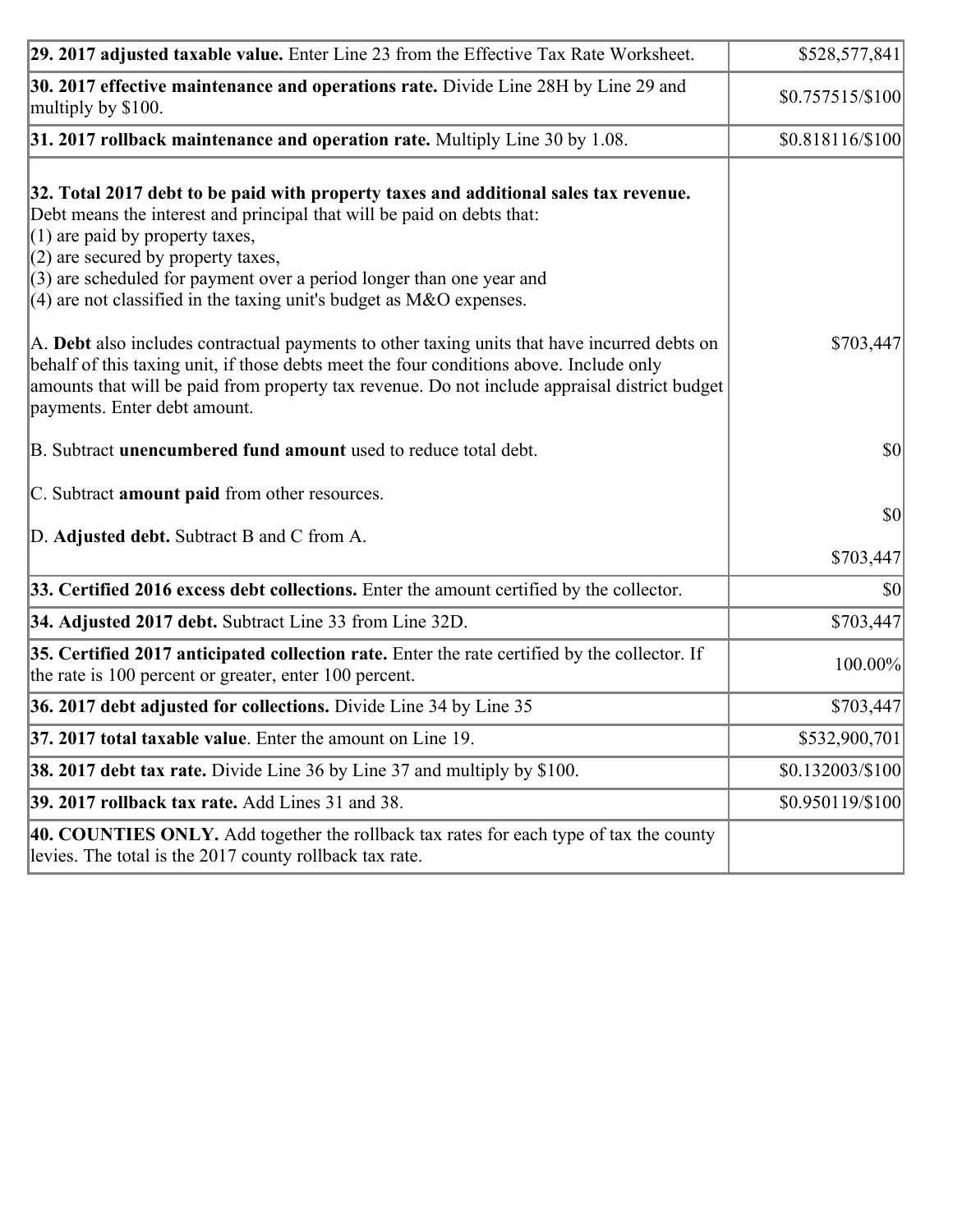| | |
|---|---|
| **29. 2017 adjusted taxable value.** Enter Line 23 from the Effective Tax Rate Worksheet. | $528,577,841 |
| **30. 2017 effective maintenance and operations rate.** Divide Line 28H by Line 29 and multiply by $100. | $0.757515/$100 |
| **31. 2017 rollback maintenance and operation rate.** Multiply Line 30 by 1.08. | $0.818116/$100 |
| **32. Total 2017 debt to be paid with property taxes and additional sales tax revenue.** Debt means the interest and principal that will be paid on debts that:<br>(1) are paid by property taxes,<br>(2) are secured by property taxes,<br>(3) are scheduled for payment over a period longer than one year and<br>(4) are not classified in the taxing unit's budget as M&O expenses.<br><br>A. **Debt** also includes contractual payments to other taxing units that have incurred debts on behalf of this taxing unit, if those debts meet the four conditions above. Include only amounts that will be paid from property tax revenue. Do not include appraisal district budget payments. Enter debt amount.<br><br>B. Subtract **unencumbered fund amount** used to reduce total debt.<br><br>C. Subtract **amount paid** from other resources.<br><br>D. **Adjusted debt.** Subtract B and C from A. | $703,447<br><br>$0<br><br>$0<br><br>$703,447 |
| **33. Certified 2016 excess debt collections.** Enter the amount certified by the collector. | $0 |
| **34. Adjusted 2017 debt.** Subtract Line 33 from Line 32D. | $703,447 |
| **35. Certified 2017 anticipated collection rate.** Enter the rate certified by the collector. If the rate is 100 percent or greater, enter 100 percent. | 100.00% |
| **36. 2017 debt adjusted for collections.** Divide Line 34 by Line 35 | $703,447 |
| **37. 2017 total taxable value**. Enter the amount on Line 19. | $532,900,701 |
| **38. 2017 debt tax rate.** Divide Line 36 by Line 37 and multiply by $100. | $0.132003/$100 |
| **39. 2017 rollback tax rate.** Add Lines 31 and 38. | $0.950119/$100 |
| **40. COUNTIES ONLY.** Add together the rollback tax rates for each type of tax the county levies. The total is the 2017 county rollback tax rate. | |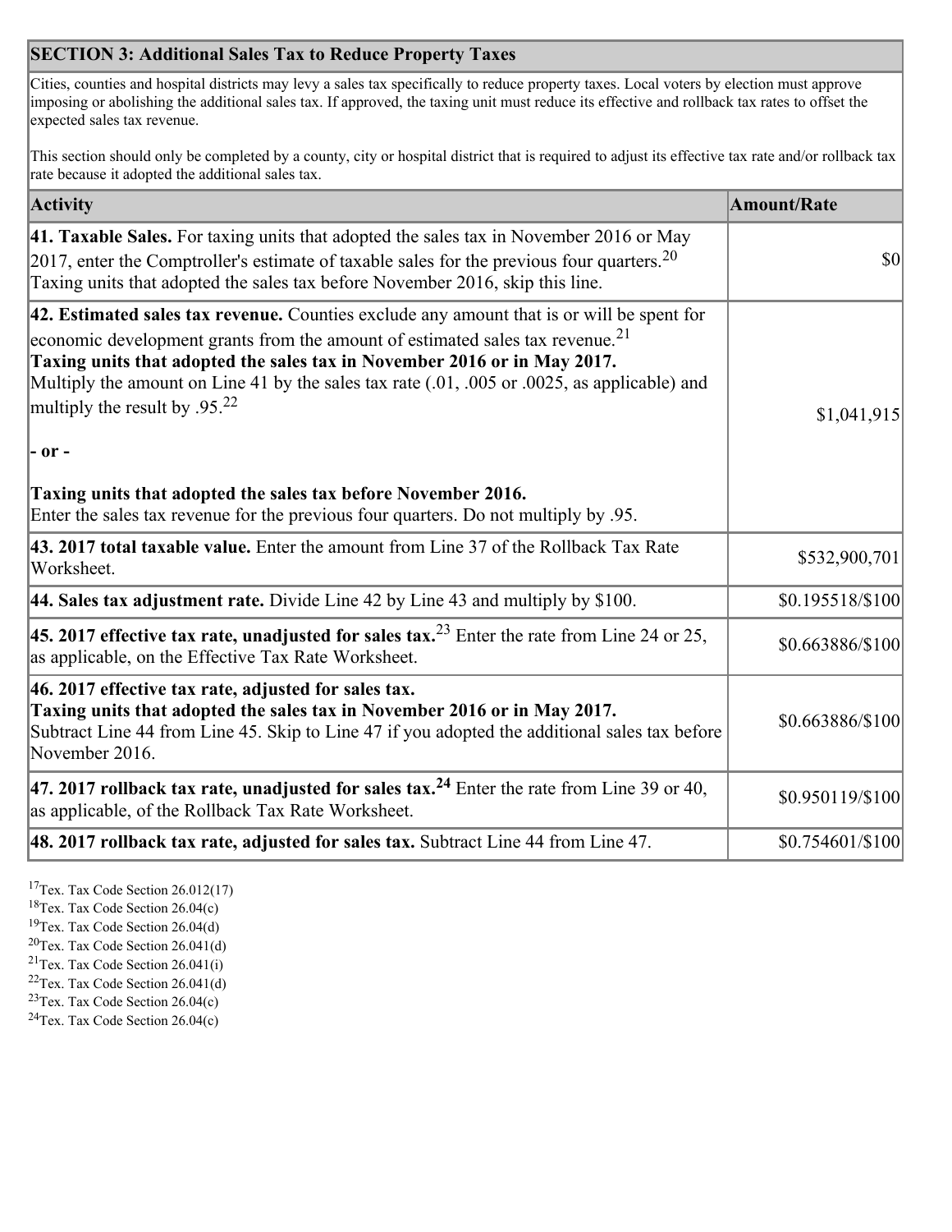## SECTION 3: Additional Sales Tax to Reduce Property Taxes

Cities, counties and hospital districts may levy a sales tax specifically to reduce property taxes. Local voters by election must approve imposing or abolishing the additional sales tax. If approved, the taxing unit must reduce its effective and rollback tax rates to offset the expected sales tax revenue.

This section should only be completed by a county, city or hospital district that is required to adjust its effective tax rate and/or rollback tax rate because it adopted the additional sales tax.

| Activity | Amount/Rate |
|---|---|
| **41. Taxable Sales.** For taxing units that adopted the sales tax in November 2016 or May 2017, enter the Comptroller's estimate of taxable sales for the previous four quarters.[20] Taxing units that adopted the sales tax before November 2016, skip this line. | $0 |
| **42. Estimated sales tax revenue.** Counties exclude any amount that is or will be spent for economic development grants from the amount of estimated sales tax revenue.[21] **Taxing units that adopted the sales tax in November 2016 or in May 2017.** Multiply the amount on Line 41 by the sales tax rate (.01, .005 or .0025, as applicable) and multiply the result by .95.[22] **- or -** **Taxing units that adopted the sales tax before November 2016.** Enter the sales tax revenue for the previous four quarters. Do not multiply by .95. | $1,041,915 |
| **43. 2017 total taxable value.** Enter the amount from Line 37 of the Rollback Tax Rate Worksheet. | $532,900,701 |
| **44. Sales tax adjustment rate.** Divide Line 42 by Line 43 and multiply by $100. | $0.195518/$100 |
| **45. 2017 effective tax rate, unadjusted for sales tax.**[23] Enter the rate from Line 24 or 25, as applicable, on the Effective Tax Rate Worksheet. | $0.663886/$100 |
| **46. 2017 effective tax rate, adjusted for sales tax.** **Taxing units that adopted the sales tax in November 2016 or in May 2017.** Subtract Line 44 from Line 45. Skip to Line 47 if you adopted the additional sales tax before November 2016. | $0.663886/$100 |
| **47. 2017 rollback tax rate, unadjusted for sales tax.[24]** Enter the rate from Line 39 or 40, as applicable, of the Rollback Tax Rate Worksheet. | $0.950119/$100 |
| **48. 2017 rollback tax rate, adjusted for sales tax.** Subtract Line 44 from Line 47. | $0.754601/$100 |

[17] Tex. Tax Code Section 26.012(17)
[18] Tex. Tax Code Section 26.04(c)
[19] Tex. Tax Code Section 26.04(d)
[20] Tex. Tax Code Section 26.041(d)
[21] Tex. Tax Code Section 26.041(i)
[22] Tex. Tax Code Section 26.041(d)
[23] Tex. Tax Code Section 26.04(c)
[24] Tex. Tax Code Section 26.04(c)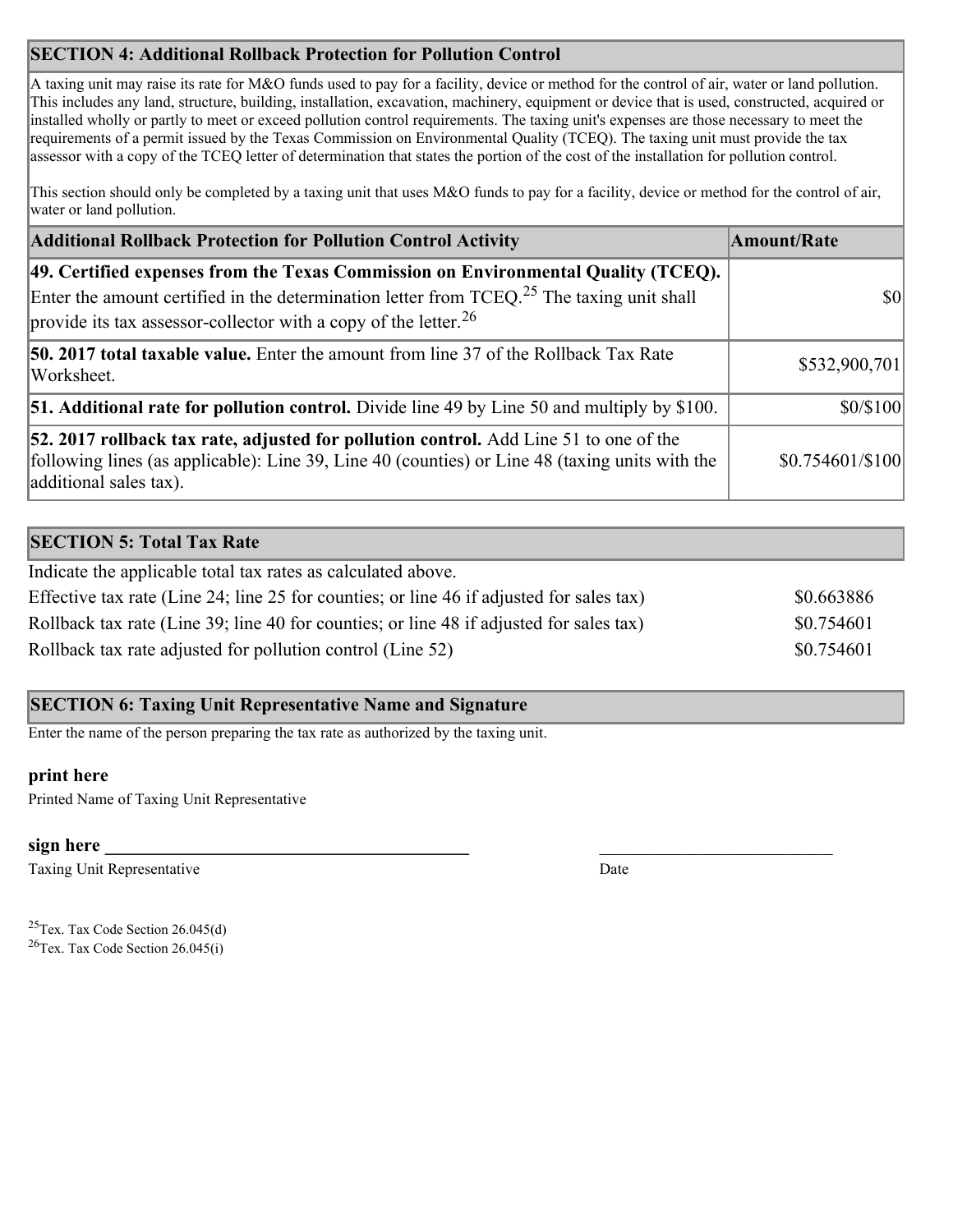## SECTION 4: Additional Rollback Protection for Pollution Control

A taxing unit may raise its rate for M&O funds used to pay for a facility, device or method for the control of air, water or land pollution. This includes any land, structure, building, installation, excavation, machinery, equipment or device that is used, constructed, acquired or installed wholly or partly to meet or exceed pollution control requirements. The taxing unit's expenses are those necessary to meet the requirements of a permit issued by the Texas Commission on Environmental Quality (TCEQ). The taxing unit must provide the tax assessor with a copy of the TCEQ letter of determination that states the portion of the cost of the installation for pollution control.

This section should only be completed by a taxing unit that uses M&O funds to pay for a facility, device or method for the control of air, water or land pollution.

| Additional Rollback Protection for Pollution Control Activity | Amount/Rate |
|---|---|
| **49. Certified expenses from the Texas Commission on Environmental Quality (TCEQ).** Enter the amount certified in the determination letter from TCEQ.[25] The taxing unit shall provide its tax assessor-collector with a copy of the letter.[26] | $0 |
| **50. 2017 total taxable value.** Enter the amount from line 37 of the Rollback Tax Rate Worksheet. | $532,900,701 |
| **51. Additional rate for pollution control.** Divide line 49 by Line 50 and multiply by $100. | $0/$100 |
| **52. 2017 rollback tax rate, adjusted for pollution control.** Add Line 51 to one of the following lines (as applicable): Line 39, Line 40 (counties) or Line 48 (taxing units with the additional sales tax). | $0.754601/$100 |

## SECTION 5: Total Tax Rate

Indicate the applicable total tax rates as calculated above.

| | |
|---|---|
| Effective tax rate (Line 24; line 25 for counties; or line 46 if adjusted for sales tax) | $0.663886 |
| Rollback tax rate (Line 39; line 40 for counties; or line 48 if adjusted for sales tax) | $0.754601 |
| Rollback tax rate adjusted for pollution control (Line 52) | $0.754601 |

## SECTION 6: Taxing Unit Representative Name and Signature

Enter the name of the person preparing the tax rate as authorized by the taxing unit.

**print here**

Printed Name of Taxing Unit Representative

**sign here** ________________________________________ ____________________________

Taxing Unit Representative Date

[25]Tex. Tax Code Section 26.045(d)

[26]Tex. Tax Code Section 26.045(i)